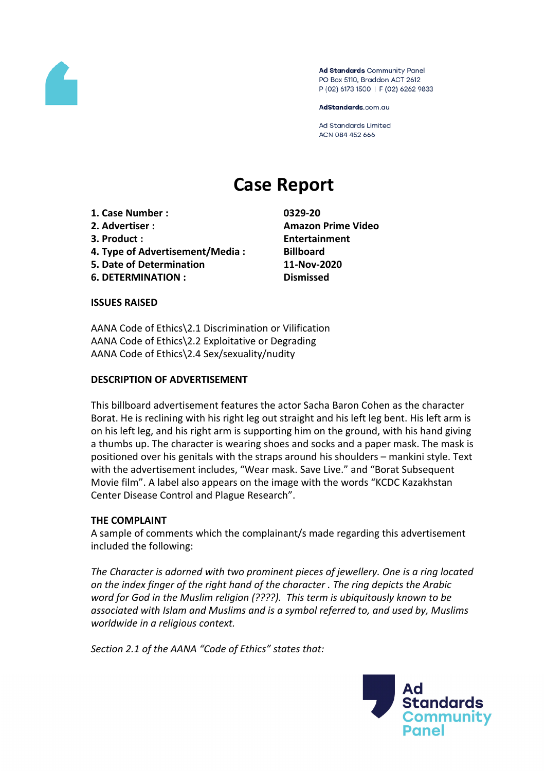Ad Standards Community Panel
PO Box 5110, Braddon ACT 2612
P (02) 6173 1500 | F (02) 6262 9833

AdStandards.com.au

Ad Standards Limited
ACN 084 452 666

# Case Report

| | |
|---|---|
| **1. Case Number :** | **0329-20** |
| **2. Advertiser :** | **Amazon Prime Video** |
| **3. Product :** | **Entertainment** |
| **4. Type of Advertisement/Media :** | **Billboard** |
| **5. Date of Determination** | **11-Nov-2020** |
| **6. DETERMINATION :** | **Dismissed** |

**ISSUES RAISED**

AANA Code of Ethics\2.1 Discrimination or Vilification
AANA Code of Ethics\2.2 Exploitative or Degrading
AANA Code of Ethics\2.4 Sex/sexuality/nudity

**DESCRIPTION OF ADVERTISEMENT**

This billboard advertisement features the actor Sacha Baron Cohen as the character Borat. He is reclining with his right leg out straight and his left leg bent. His left arm is on his left leg, and his right arm is supporting him on the ground, with his hand giving a thumbs up. The character is wearing shoes and socks and a paper mask. The mask is positioned over his genitals with the straps around his shoulders – mankini style. Text with the advertisement includes, "Wear mask. Save Live." and "Borat Subsequent Movie film". A label also appears on the image with the words "KCDC Kazakhstan Center Disease Control and Plague Research".

**THE COMPLAINT**

A sample of comments which the complainant/s made regarding this advertisement included the following:

*The Character is adorned with two prominent pieces of jewellery. One is a ring located on the index finger of the right hand of the character . The ring depicts the Arabic word for God in the Muslim religion (????). This term is ubiquitously known to be associated with Islam and Muslims and is a symbol referred to, and used by, Muslims worldwide in a religious context.*

*Section 2.1 of the AANA "Code of Ethics" states that:*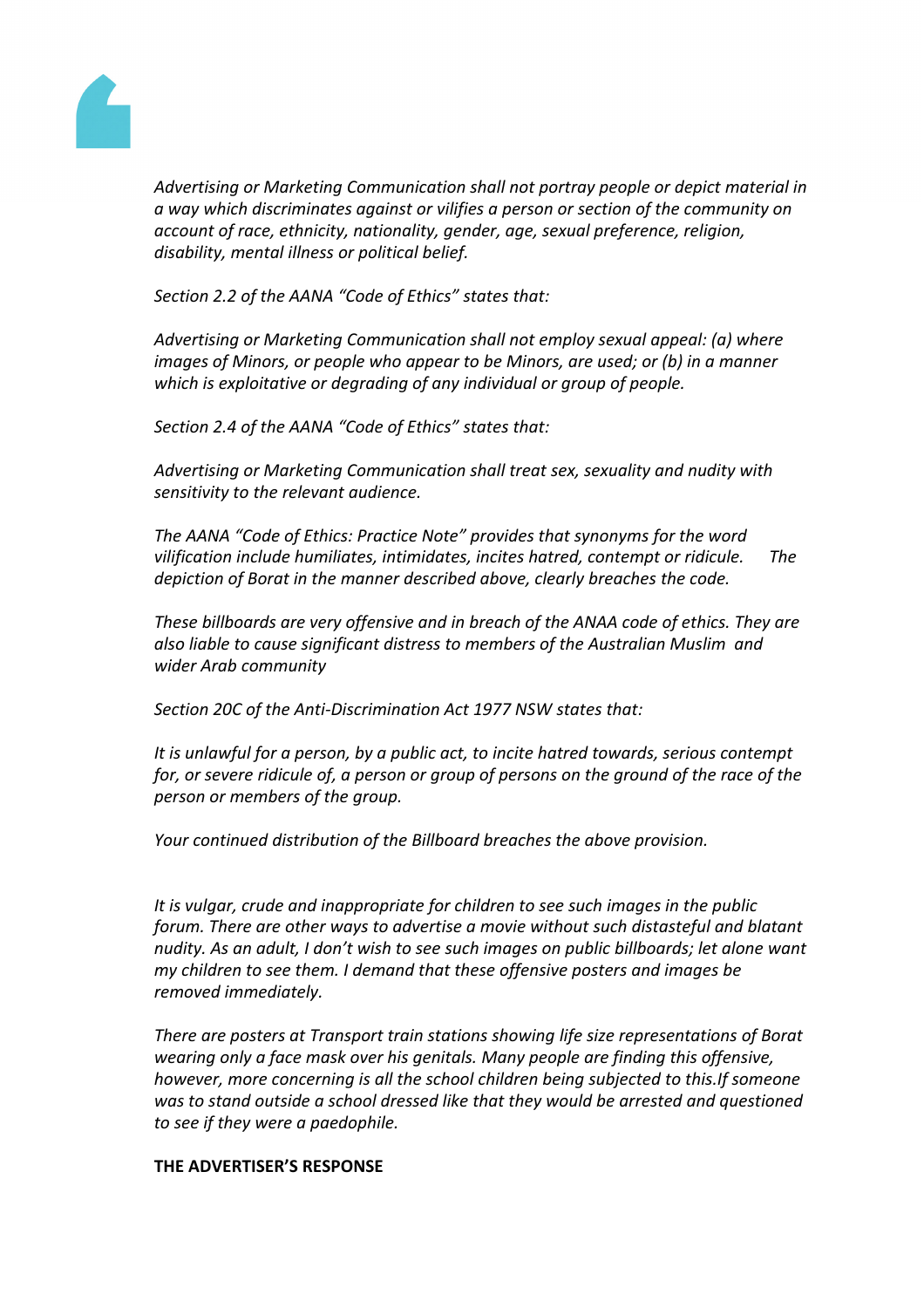*Advertising or Marketing Communication shall not portray people or depict material in a way which discriminates against or vilifies a person or section of the community on account of race, ethnicity, nationality, gender, age, sexual preference, religion, disability, mental illness or political belief.*

*Section 2.2 of the AANA "Code of Ethics" states that:*

*Advertising or Marketing Communication shall not employ sexual appeal: (a) where images of Minors, or people who appear to be Minors, are used; or (b) in a manner which is exploitative or degrading of any individual or group of people.*

*Section 2.4 of the AANA "Code of Ethics" states that:*

*Advertising or Marketing Communication shall treat sex, sexuality and nudity with sensitivity to the relevant audience.*

*The AANA "Code of Ethics: Practice Note" provides that synonyms for the word vilification include humiliates, intimidates, incites hatred, contempt or ridicule. The depiction of Borat in the manner described above, clearly breaches the code.*

*These billboards are very offensive and in breach of the ANAA code of ethics. They are also liable to cause significant distress to members of the Australian Muslim and wider Arab community*

*Section 20C of the Anti-Discrimination Act 1977 NSW states that:*

*It is unlawful for a person, by a public act, to incite hatred towards, serious contempt for, or severe ridicule of, a person or group of persons on the ground of the race of the person or members of the group.*

*Your continued distribution of the Billboard breaches the above provision.*

*It is vulgar, crude and inappropriate for children to see such images in the public forum. There are other ways to advertise a movie without such distasteful and blatant nudity. As an adult, I don't wish to see such images on public billboards; let alone want my children to see them. I demand that these offensive posters and images be removed immediately.*

*There are posters at Transport train stations showing life size representations of Borat wearing only a face mask over his genitals. Many people are finding this offensive, however, more concerning is all the school children being subjected to this.If someone was to stand outside a school dressed like that they would be arrested and questioned to see if they were a paedophile.*

**THE ADVERTISER'S RESPONSE**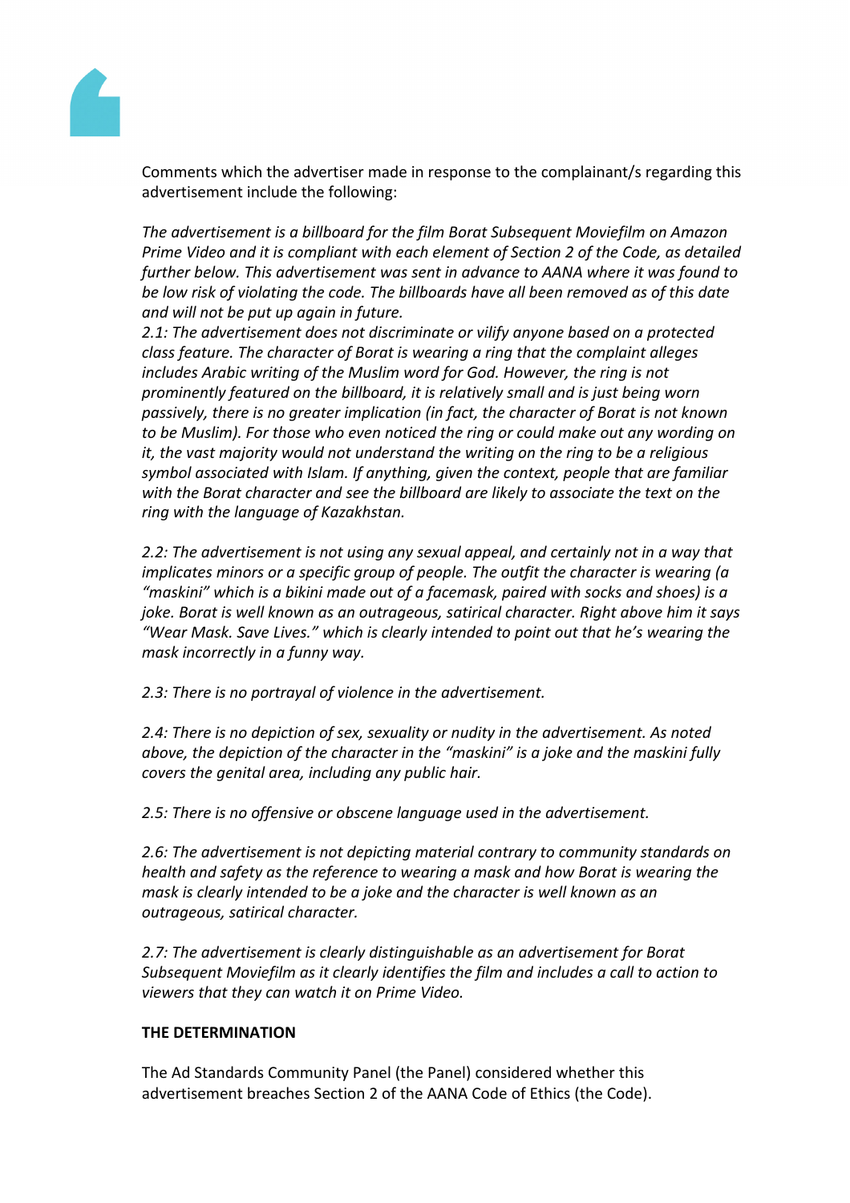Comments which the advertiser made in response to the complainant/s regarding this advertisement include the following:

*The advertisement is a billboard for the film Borat Subsequent Moviefilm on Amazon Prime Video and it is compliant with each element of Section 2 of the Code, as detailed further below. This advertisement was sent in advance to AANA where it was found to be low risk of violating the code. The billboards have all been removed as of this date and will not be put up again in future.*

*2.1: The advertisement does not discriminate or vilify anyone based on a protected class feature. The character of Borat is wearing a ring that the complaint alleges includes Arabic writing of the Muslim word for God. However, the ring is not prominently featured on the billboard, it is relatively small and is just being worn passively, there is no greater implication (in fact, the character of Borat is not known to be Muslim). For those who even noticed the ring or could make out any wording on it, the vast majority would not understand the writing on the ring to be a religious symbol associated with Islam. If anything, given the context, people that are familiar with the Borat character and see the billboard are likely to associate the text on the ring with the language of Kazakhstan.*

*2.2: The advertisement is not using any sexual appeal, and certainly not in a way that implicates minors or a specific group of people. The outfit the character is wearing (a "maskini" which is a bikini made out of a facemask, paired with socks and shoes) is a joke. Borat is well known as an outrageous, satirical character. Right above him it says "Wear Mask. Save Lives." which is clearly intended to point out that he's wearing the mask incorrectly in a funny way.*

*2.3: There is no portrayal of violence in the advertisement.*

*2.4: There is no depiction of sex, sexuality or nudity in the advertisement. As noted above, the depiction of the character in the "maskini" is a joke and the maskini fully covers the genital area, including any public hair.*

*2.5: There is no offensive or obscene language used in the advertisement.*

*2.6: The advertisement is not depicting material contrary to community standards on health and safety as the reference to wearing a mask and how Borat is wearing the mask is clearly intended to be a joke and the character is well known as an outrageous, satirical character.*

*2.7: The advertisement is clearly distinguishable as an advertisement for Borat Subsequent Moviefilm as it clearly identifies the film and includes a call to action to viewers that they can watch it on Prime Video.*

**THE DETERMINATION**

The Ad Standards Community Panel (the Panel) considered whether this advertisement breaches Section 2 of the AANA Code of Ethics (the Code).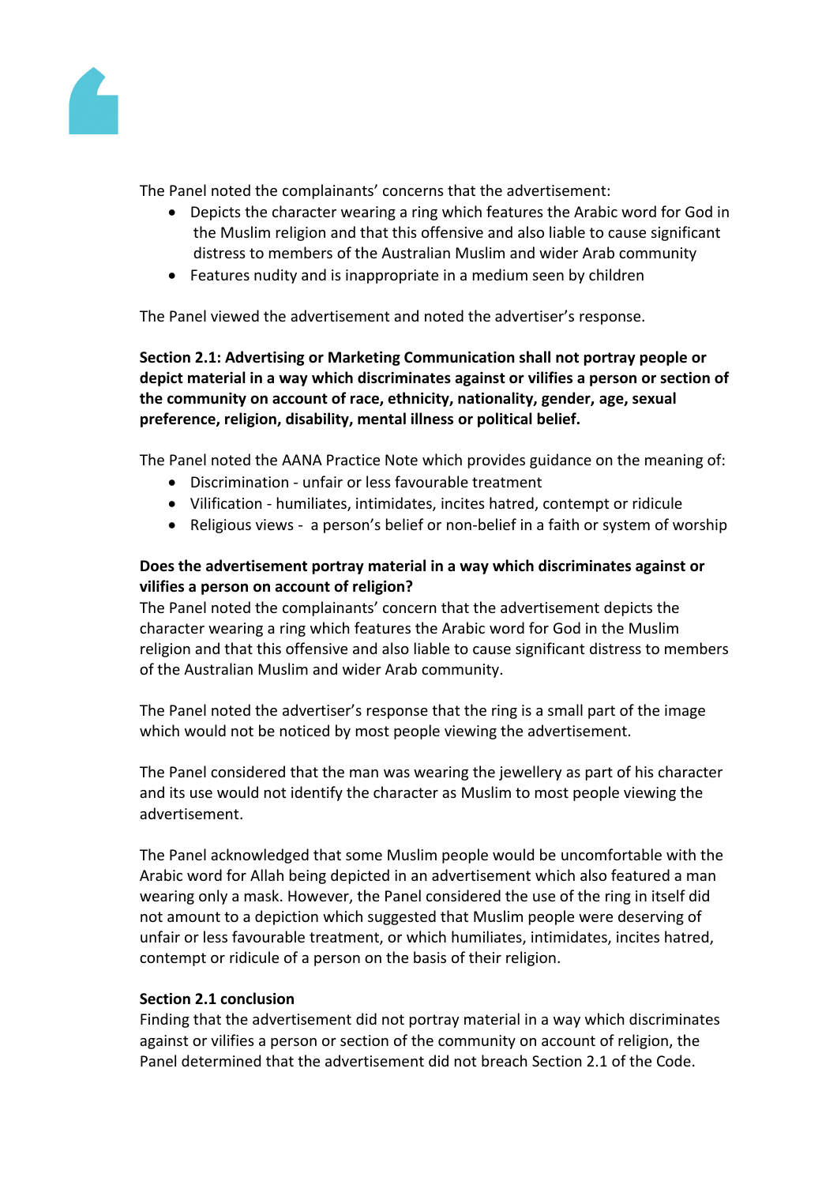The Panel noted the complainants' concerns that the advertisement:

- Depicts the character wearing a ring which features the Arabic word for God in the Muslim religion and that this offensive and also liable to cause significant distress to members of the Australian Muslim and wider Arab community
- Features nudity and is inappropriate in a medium seen by children

The Panel viewed the advertisement and noted the advertiser's response.

**Section 2.1: Advertising or Marketing Communication shall not portray people or depict material in a way which discriminates against or vilifies a person or section of the community on account of race, ethnicity, nationality, gender, age, sexual preference, religion, disability, mental illness or political belief.**

The Panel noted the AANA Practice Note which provides guidance on the meaning of:

- Discrimination - unfair or less favourable treatment
- Vilification - humiliates, intimidates, incites hatred, contempt or ridicule
- Religious views - a person's belief or non-belief in a faith or system of worship

**Does the advertisement portray material in a way which discriminates against or vilifies a person on account of religion?**

The Panel noted the complainants' concern that the advertisement depicts the character wearing a ring which features the Arabic word for God in the Muslim religion and that this offensive and also liable to cause significant distress to members of the Australian Muslim and wider Arab community.

The Panel noted the advertiser's response that the ring is a small part of the image which would not be noticed by most people viewing the advertisement.

The Panel considered that the man was wearing the jewellery as part of his character and its use would not identify the character as Muslim to most people viewing the advertisement.

The Panel acknowledged that some Muslim people would be uncomfortable with the Arabic word for Allah being depicted in an advertisement which also featured a man wearing only a mask. However, the Panel considered the use of the ring in itself did not amount to a depiction which suggested that Muslim people were deserving of unfair or less favourable treatment, or which humiliates, intimidates, incites hatred, contempt or ridicule of a person on the basis of their religion.

**Section 2.1 conclusion**

Finding that the advertisement did not portray material in a way which discriminates against or vilifies a person or section of the community on account of religion, the Panel determined that the advertisement did not breach Section 2.1 of the Code.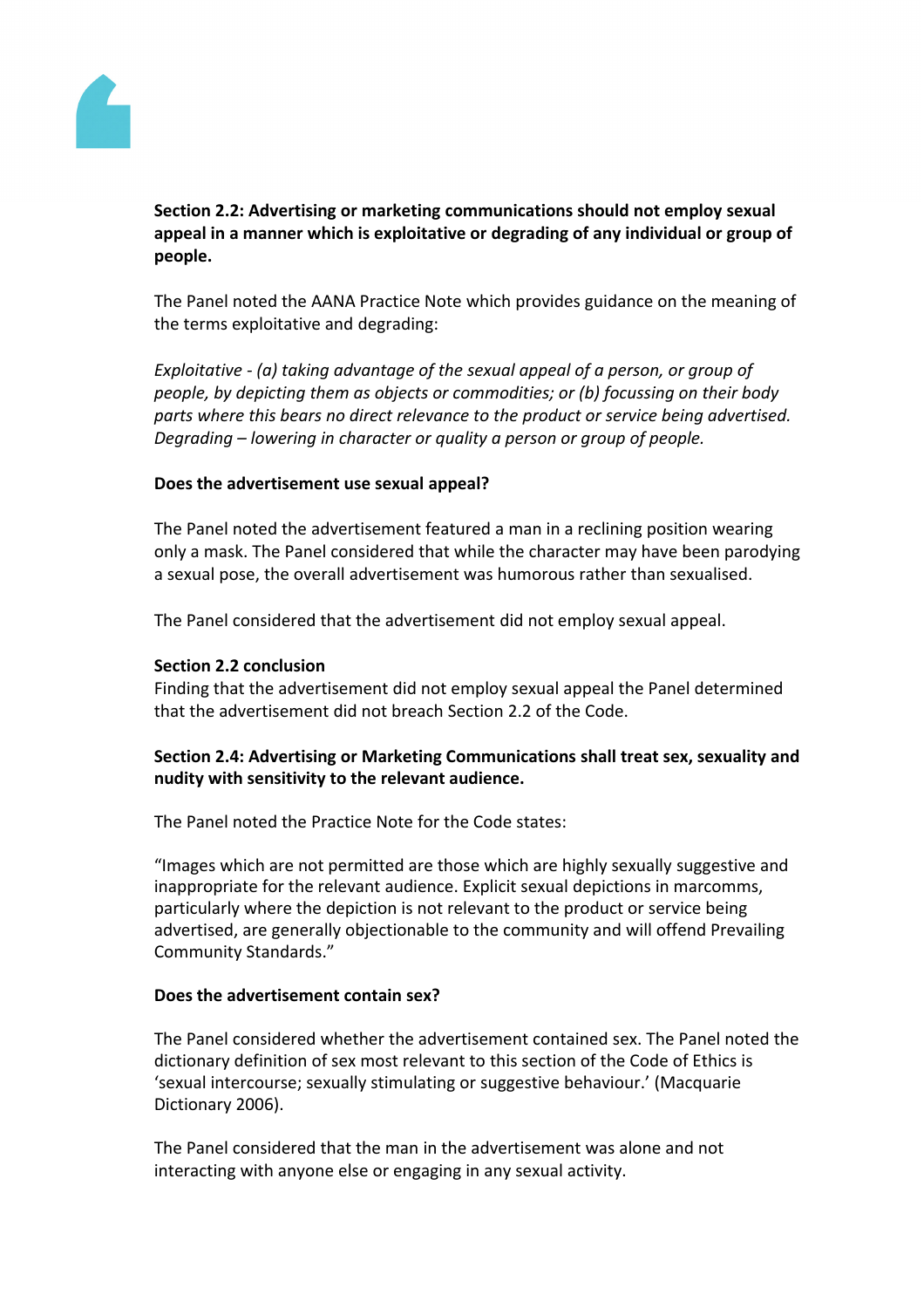**Section 2.2: Advertising or marketing communications should not employ sexual appeal in a manner which is exploitative or degrading of any individual or group of people.**

The Panel noted the AANA Practice Note which provides guidance on the meaning of the terms exploitative and degrading:

*Exploitative - (a) taking advantage of the sexual appeal of a person, or group of people, by depicting them as objects or commodities; or (b) focussing on their body parts where this bears no direct relevance to the product or service being advertised. Degrading – lowering in character or quality a person or group of people.*

**Does the advertisement use sexual appeal?**

The Panel noted the advertisement featured a man in a reclining position wearing only a mask. The Panel considered that while the character may have been parodying a sexual pose, the overall advertisement was humorous rather than sexualised.

The Panel considered that the advertisement did not employ sexual appeal.

**Section 2.2 conclusion**

Finding that the advertisement did not employ sexual appeal the Panel determined that the advertisement did not breach Section 2.2 of the Code.

**Section 2.4: Advertising or Marketing Communications shall treat sex, sexuality and nudity with sensitivity to the relevant audience.**

The Panel noted the Practice Note for the Code states:

"Images which are not permitted are those which are highly sexually suggestive and inappropriate for the relevant audience. Explicit sexual depictions in marcomms, particularly where the depiction is not relevant to the product or service being advertised, are generally objectionable to the community and will offend Prevailing Community Standards."

**Does the advertisement contain sex?**

The Panel considered whether the advertisement contained sex. The Panel noted the dictionary definition of sex most relevant to this section of the Code of Ethics is 'sexual intercourse; sexually stimulating or suggestive behaviour.' (Macquarie Dictionary 2006).

The Panel considered that the man in the advertisement was alone and not interacting with anyone else or engaging in any sexual activity.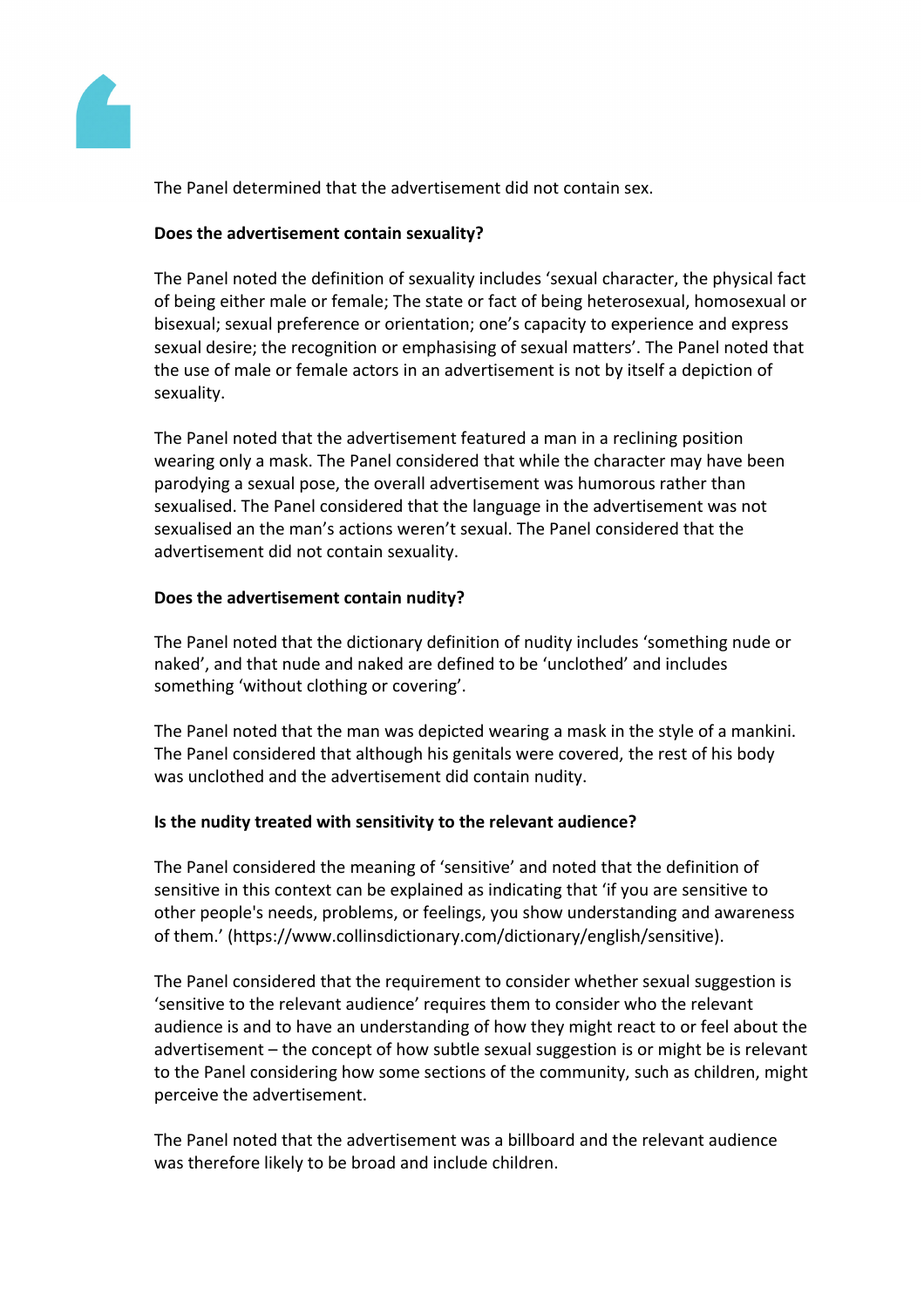The Panel determined that the advertisement did not contain sex.

**Does the advertisement contain sexuality?**

The Panel noted the definition of sexuality includes 'sexual character, the physical fact of being either male or female; The state or fact of being heterosexual, homosexual or bisexual; sexual preference or orientation; one's capacity to experience and express sexual desire; the recognition or emphasising of sexual matters'. The Panel noted that the use of male or female actors in an advertisement is not by itself a depiction of sexuality.

The Panel noted that the advertisement featured a man in a reclining position wearing only a mask. The Panel considered that while the character may have been parodying a sexual pose, the overall advertisement was humorous rather than sexualised. The Panel considered that the language in the advertisement was not sexualised an the man's actions weren't sexual. The Panel considered that the advertisement did not contain sexuality.

**Does the advertisement contain nudity?**

The Panel noted that the dictionary definition of nudity includes 'something nude or naked', and that nude and naked are defined to be 'unclothed' and includes something 'without clothing or covering'.

The Panel noted that the man was depicted wearing a mask in the style of a mankini. The Panel considered that although his genitals were covered, the rest of his body was unclothed and the advertisement did contain nudity.

**Is the nudity treated with sensitivity to the relevant audience?**

The Panel considered the meaning of 'sensitive' and noted that the definition of sensitive in this context can be explained as indicating that 'if you are sensitive to other people's needs, problems, or feelings, you show understanding and awareness of them.' (https://www.collinsdictionary.com/dictionary/english/sensitive).

The Panel considered that the requirement to consider whether sexual suggestion is 'sensitive to the relevant audience' requires them to consider who the relevant audience is and to have an understanding of how they might react to or feel about the advertisement – the concept of how subtle sexual suggestion is or might be is relevant to the Panel considering how some sections of the community, such as children, might perceive the advertisement.

The Panel noted that the advertisement was a billboard and the relevant audience was therefore likely to be broad and include children.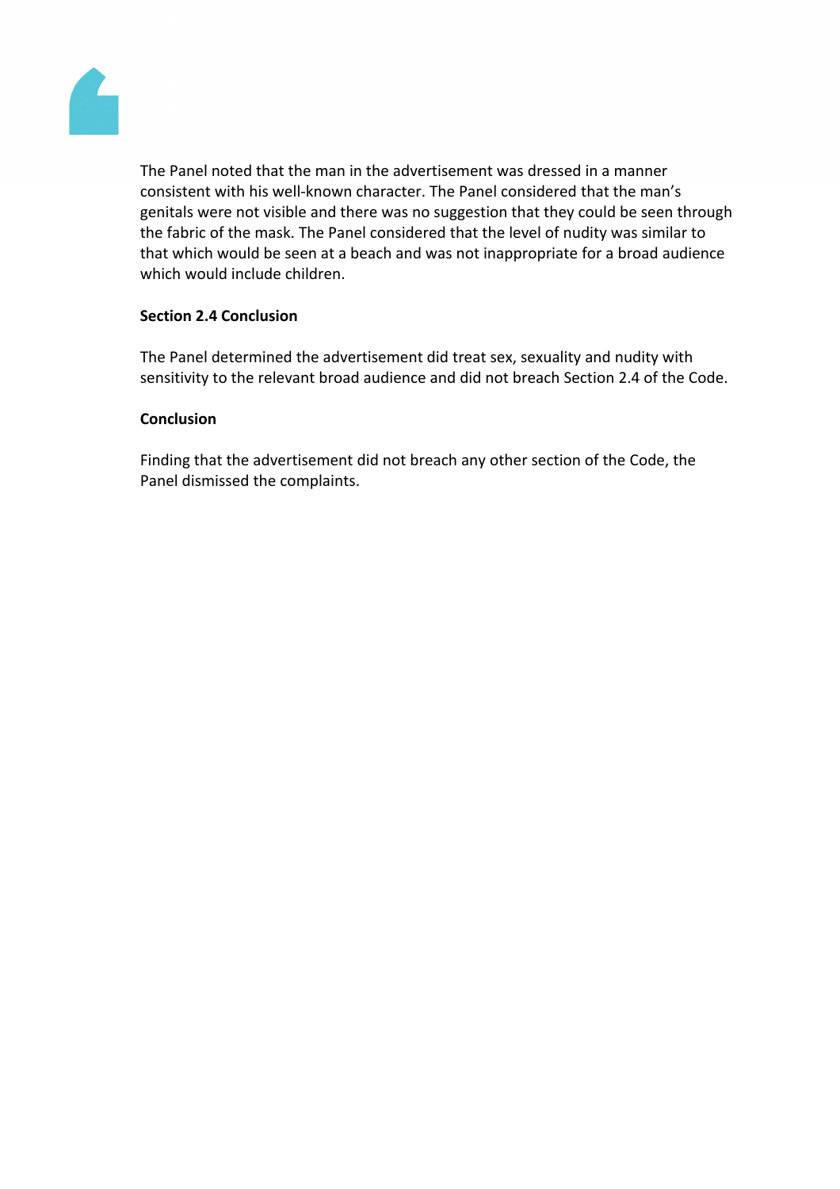The Panel noted that the man in the advertisement was dressed in a manner consistent with his well-known character. The Panel considered that the man's genitals were not visible and there was no suggestion that they could be seen through the fabric of the mask. The Panel considered that the level of nudity was similar to that which would be seen at a beach and was not inappropriate for a broad audience which would include children.

**Section 2.4 Conclusion**

The Panel determined the advertisement did treat sex, sexuality and nudity with sensitivity to the relevant broad audience and did not breach Section 2.4 of the Code.

**Conclusion**

Finding that the advertisement did not breach any other section of the Code, the Panel dismissed the complaints.